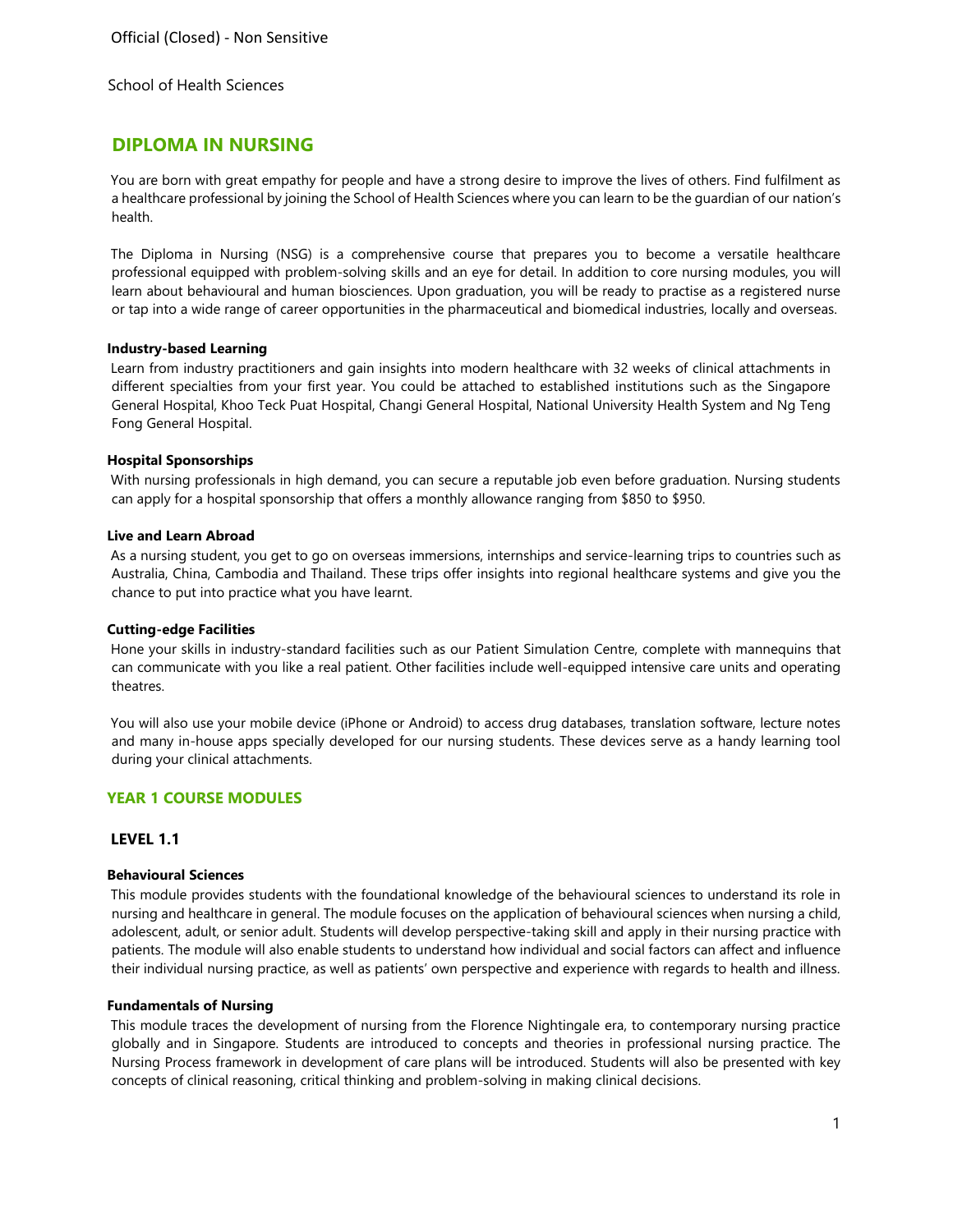Official (Closed) - Non Sensitive

School of Health Sciences

# DIPLOMA IN NURSING

You are born with great empathy for people and have a strong desire to improve the lives of others. Find fulfilment as a healthcare professional by joining the School of Health Sciences where you can learn to be the guardian of our nation's health.

The Diploma in Nursing (NSG) is a comprehensive course that prepares you to become a versatile healthcare professional equipped with problem-solving skills and an eye for detail. In addition to core nursing modules, you will learn about behavioural and human biosciences. Upon graduation, you will be ready to practise as a registered nurse or tap into a wide range of career opportunities in the pharmaceutical and biomedical industries, locally and overseas.

**Industry-based Learning**

Learn from industry practitioners and gain insights into modern healthcare with 32 weeks of clinical attachments in different specialties from your first year. You could be attached to established institutions such as the Singapore General Hospital, Khoo Teck Puat Hospital, Changi General Hospital, National University Health System and Ng Teng Fong General Hospital.

**Hospital Sponsorships**

With nursing professionals in high demand, you can secure a reputable job even before graduation. Nursing students can apply for a hospital sponsorship that offers a monthly allowance ranging from $850 to $950.

**Live and Learn Abroad**

As a nursing student, you get to go on overseas immersions, internships and service-learning trips to countries such as Australia, China, Cambodia and Thailand. These trips offer insights into regional healthcare systems and give you the chance to put into practice what you have learnt.

**Cutting-edge Facilities**

Hone your skills in industry-standard facilities such as our Patient Simulation Centre, complete with mannequins that can communicate with you like a real patient. Other facilities include well-equipped intensive care units and operating theatres.

You will also use your mobile device (iPhone or Android) to access drug databases, translation software, lecture notes and many in-house apps specially developed for our nursing students. These devices serve as a handy learning tool during your clinical attachments.

## YEAR 1 COURSE MODULES

### LEVEL 1.1

**Behavioural Sciences**

This module provides students with the foundational knowledge of the behavioural sciences to understand its role in nursing and healthcare in general. The module focuses on the application of behavioural sciences when nursing a child, adolescent, adult, or senior adult. Students will develop perspective-taking skill and apply in their nursing practice with patients. The module will also enable students to understand how individual and social factors can affect and influence their individual nursing practice, as well as patients' own perspective and experience with regards to health and illness.

**Fundamentals of Nursing**

This module traces the development of nursing from the Florence Nightingale era, to contemporary nursing practice globally and in Singapore. Students are introduced to concepts and theories in professional nursing practice. The Nursing Process framework in development of care plans will be introduced. Students will also be presented with key concepts of clinical reasoning, critical thinking and problem-solving in making clinical decisions.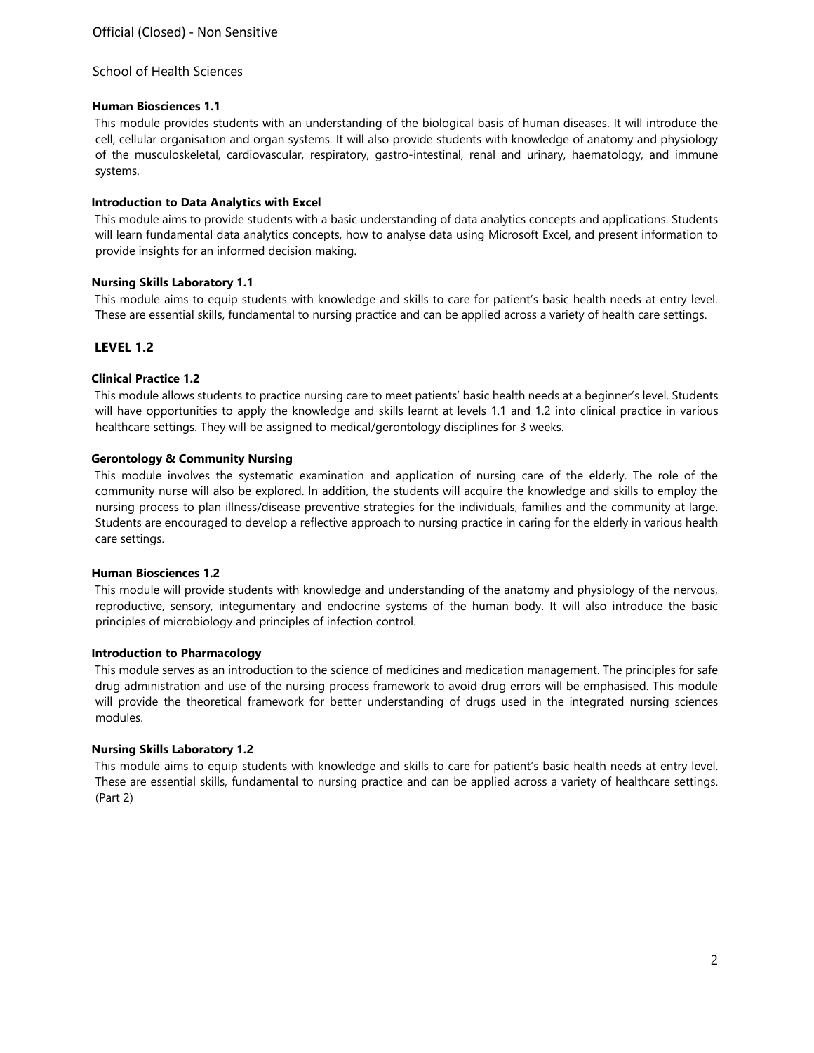School of Health Sciences

**Human Biosciences 1.1**

This module provides students with an understanding of the biological basis of human diseases. It will introduce the cell, cellular organisation and organ systems. It will also provide students with knowledge of anatomy and physiology of the musculoskeletal, cardiovascular, respiratory, gastro-intestinal, renal and urinary, haematology, and immune systems.

**Introduction to Data Analytics with Excel**

This module aims to provide students with a basic understanding of data analytics concepts and applications. Students will learn fundamental data analytics concepts, how to analyse data using Microsoft Excel, and present information to provide insights for an informed decision making.

**Nursing Skills Laboratory 1.1**

This module aims to equip students with knowledge and skills to care for patient's basic health needs at entry level. These are essential skills, fundamental to nursing practice and can be applied across a variety of health care settings.

## LEVEL 1.2

**Clinical Practice 1.2**

This module allows students to practice nursing care to meet patients' basic health needs at a beginner's level. Students will have opportunities to apply the knowledge and skills learnt at levels 1.1 and 1.2 into clinical practice in various healthcare settings. They will be assigned to medical/gerontology disciplines for 3 weeks.

**Gerontology & Community Nursing**

This module involves the systematic examination and application of nursing care of the elderly. The role of the community nurse will also be explored. In addition, the students will acquire the knowledge and skills to employ the nursing process to plan illness/disease preventive strategies for the individuals, families and the community at large. Students are encouraged to develop a reflective approach to nursing practice in caring for the elderly in various health care settings.

**Human Biosciences 1.2**

This module will provide students with knowledge and understanding of the anatomy and physiology of the nervous, reproductive, sensory, integumentary and endocrine systems of the human body. It will also introduce the basic principles of microbiology and principles of infection control.

**Introduction to Pharmacology**

This module serves as an introduction to the science of medicines and medication management. The principles for safe drug administration and use of the nursing process framework to avoid drug errors will be emphasised. This module will provide the theoretical framework for better understanding of drugs used in the integrated nursing sciences modules.

**Nursing Skills Laboratory 1.2**

This module aims to equip students with knowledge and skills to care for patient's basic health needs at entry level. These are essential skills, fundamental to nursing practice and can be applied across a variety of healthcare settings. (Part 2)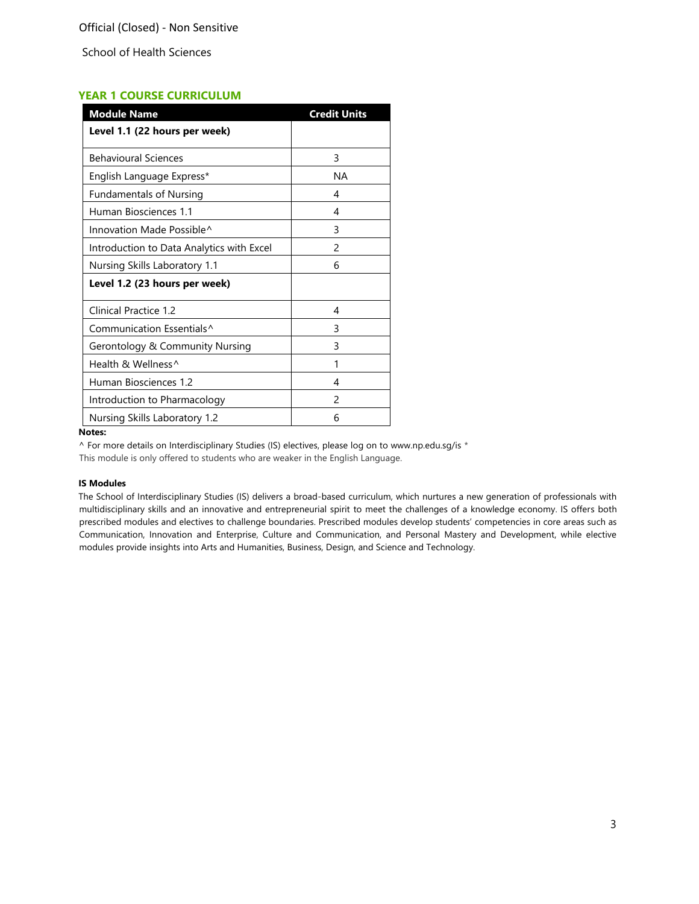## YEAR 1 COURSE CURRICULUM

| Module Name | Credit Units |
|---|---|
| **Level 1.1 (22 hours per week)** | |
| Behavioural Sciences | 3 |
| English Language Express* | NA |
| Fundamentals of Nursing | 4 |
| Human Biosciences 1.1 | 4 |
| Innovation Made Possible^ | 3 |
| Introduction to Data Analytics with Excel | 2 |
| Nursing Skills Laboratory 1.1 | 6 |
| **Level 1.2 (23 hours per week)** | |
| Clinical Practice 1.2 | 4 |
| Communication Essentials^ | 3 |
| Gerontology & Community Nursing | 3 |
| Health & Wellness^ | 1 |
| Human Biosciences 1.2 | 4 |
| Introduction to Pharmacology | 2 |
| Nursing Skills Laboratory 1.2 | 6 |

**Notes:**

^ For more details on Interdisciplinary Studies (IS) electives, please log on to www.np.edu.sg/is

\* This module is only offered to students who are weaker in the English Language.

**IS Modules**

The School of Interdisciplinary Studies (IS) delivers a broad-based curriculum, which nurtures a new generation of professionals with multidisciplinary skills and an innovative and entrepreneurial spirit to meet the challenges of a knowledge economy. IS offers both prescribed modules and electives to challenge boundaries. Prescribed modules develop students' competencies in core areas such as Communication, Innovation and Enterprise, Culture and Communication, and Personal Mastery and Development, while elective modules provide insights into Arts and Humanities, Business, Design, and Science and Technology.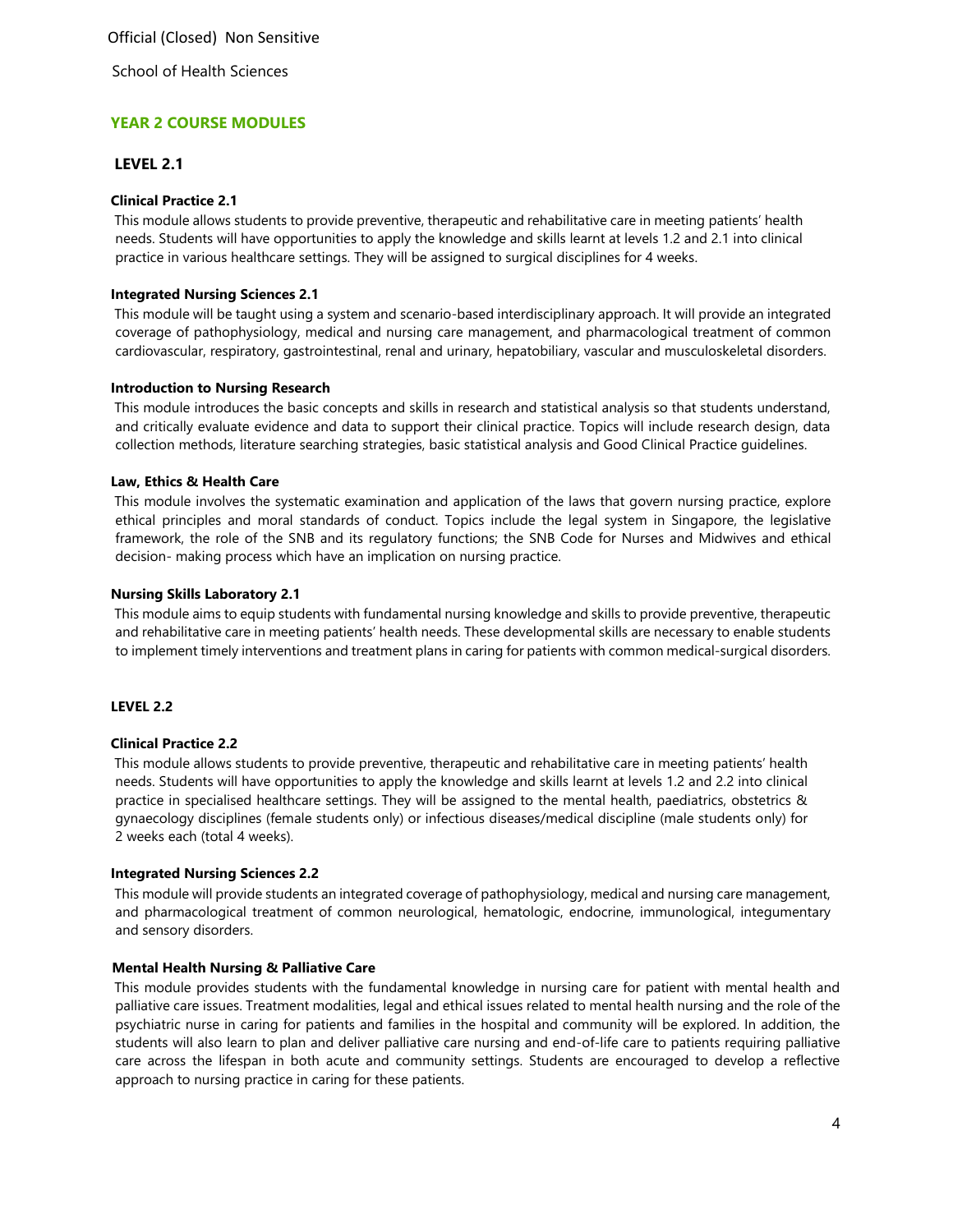## YEAR 2 COURSE MODULES

### LEVEL 2.1

**Clinical Practice 2.1**

This module allows students to provide preventive, therapeutic and rehabilitative care in meeting patients' health needs. Students will have opportunities to apply the knowledge and skills learnt at levels 1.2 and 2.1 into clinical practice in various healthcare settings. They will be assigned to surgical disciplines for 4 weeks.

**Integrated Nursing Sciences 2.1**

This module will be taught using a system and scenario-based interdisciplinary approach. It will provide an integrated coverage of pathophysiology, medical and nursing care management, and pharmacological treatment of common cardiovascular, respiratory, gastrointestinal, renal and urinary, hepatobiliary, vascular and musculoskeletal disorders.

**Introduction to Nursing Research**

This module introduces the basic concepts and skills in research and statistical analysis so that students understand, and critically evaluate evidence and data to support their clinical practice. Topics will include research design, data collection methods, literature searching strategies, basic statistical analysis and Good Clinical Practice guidelines.

**Law, Ethics & Health Care**

This module involves the systematic examination and application of the laws that govern nursing practice, explore ethical principles and moral standards of conduct. Topics include the legal system in Singapore, the legislative framework, the role of the SNB and its regulatory functions; the SNB Code for Nurses and Midwives and ethical decision- making process which have an implication on nursing practice.

**Nursing Skills Laboratory 2.1**

This module aims to equip students with fundamental nursing knowledge and skills to provide preventive, therapeutic and rehabilitative care in meeting patients' health needs. These developmental skills are necessary to enable students to implement timely interventions and treatment plans in caring for patients with common medical-surgical disorders.

### LEVEL 2.2

**Clinical Practice 2.2**

This module allows students to provide preventive, therapeutic and rehabilitative care in meeting patients' health needs. Students will have opportunities to apply the knowledge and skills learnt at levels 1.2 and 2.2 into clinical practice in specialised healthcare settings. They will be assigned to the mental health, paediatrics, obstetrics & gynaecology disciplines (female students only) or infectious diseases/medical discipline (male students only) for 2 weeks each (total 4 weeks).

**Integrated Nursing Sciences 2.2**

This module will provide students an integrated coverage of pathophysiology, medical and nursing care management, and pharmacological treatment of common neurological, hematologic, endocrine, immunological, integumentary and sensory disorders.

**Mental Health Nursing & Palliative Care**

This module provides students with the fundamental knowledge in nursing care for patient with mental health and palliative care issues. Treatment modalities, legal and ethical issues related to mental health nursing and the role of the psychiatric nurse in caring for patients and families in the hospital and community will be explored. In addition, the students will also learn to plan and deliver palliative care nursing and end-of-life care to patients requiring palliative care across the lifespan in both acute and community settings. Students are encouraged to develop a reflective approach to nursing practice in caring for these patients.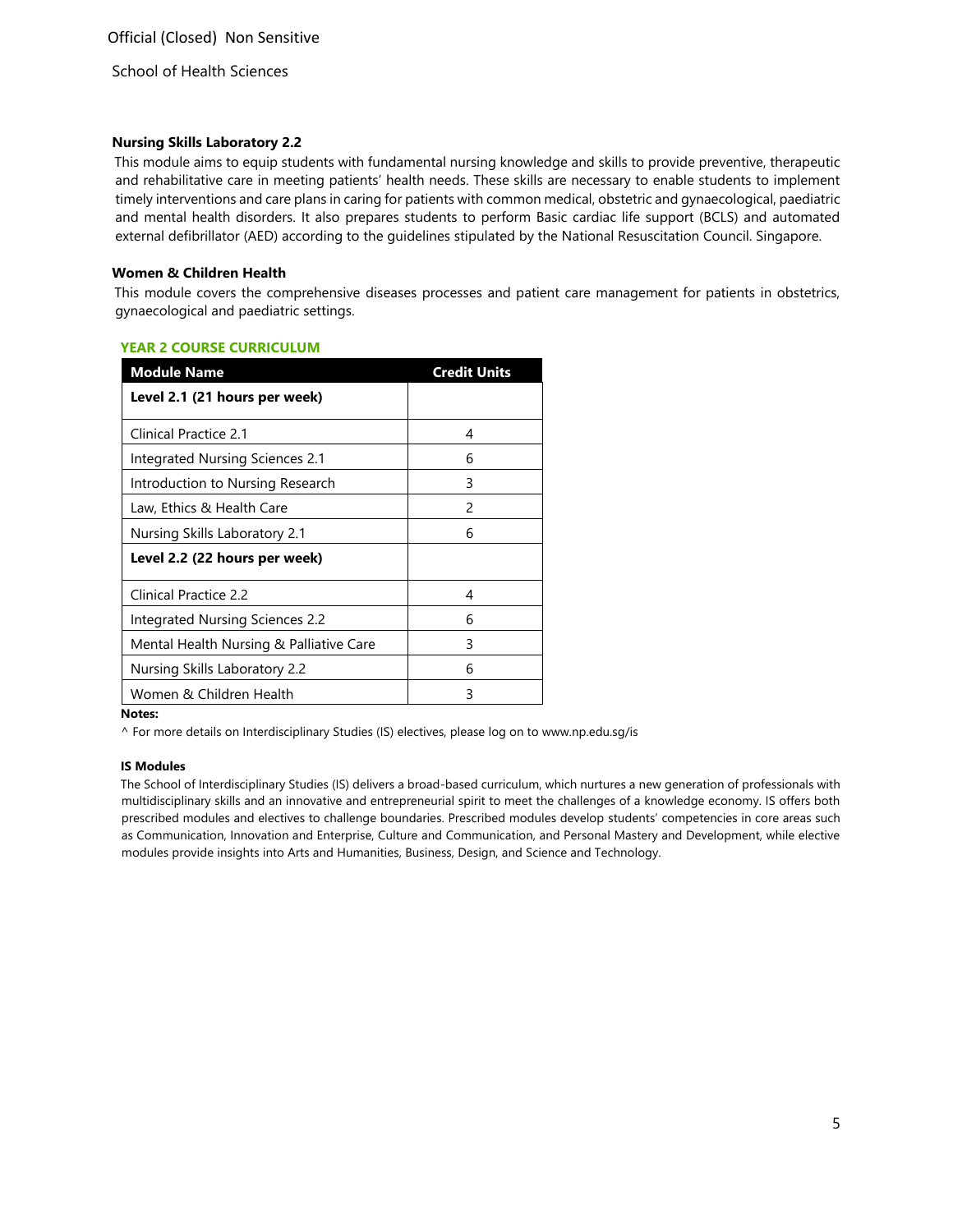### Nursing Skills Laboratory 2.2

This module aims to equip students with fundamental nursing knowledge and skills to provide preventive, therapeutic and rehabilitative care in meeting patients' health needs. These skills are necessary to enable students to implement timely interventions and care plans in caring for patients with common medical, obstetric and gynaecological, paediatric and mental health disorders. It also prepares students to perform Basic cardiac life support (BCLS) and automated external defibrillator (AED) according to the guidelines stipulated by the National Resuscitation Council. Singapore.

### Women & Children Health

This module covers the comprehensive diseases processes and patient care management for patients in obstetrics, gynaecological and paediatric settings.

## YEAR 2 COURSE CURRICULUM

| Module Name | Credit Units |
|---|---|
| **Level 2.1 (21 hours per week)** | |
| Clinical Practice 2.1 | 4 |
| Integrated Nursing Sciences 2.1 | 6 |
| Introduction to Nursing Research | 3 |
| Law, Ethics & Health Care | 2 |
| Nursing Skills Laboratory 2.1 | 6 |
| **Level 2.2 (22 hours per week)** | |
| Clinical Practice 2.2 | 4 |
| Integrated Nursing Sciences 2.2 | 6 |
| Mental Health Nursing & Palliative Care | 3 |
| Nursing Skills Laboratory 2.2 | 6 |
| Women & Children Health | 3 |

**Notes:**

^ For more details on Interdisciplinary Studies (IS) electives, please log on to www.np.edu.sg/is

**IS Modules**

The School of Interdisciplinary Studies (IS) delivers a broad-based curriculum, which nurtures a new generation of professionals with multidisciplinary skills and an innovative and entrepreneurial spirit to meet the challenges of a knowledge economy. IS offers both prescribed modules and electives to challenge boundaries. Prescribed modules develop students' competencies in core areas such as Communication, Innovation and Enterprise, Culture and Communication, and Personal Mastery and Development, while elective modules provide insights into Arts and Humanities, Business, Design, and Science and Technology.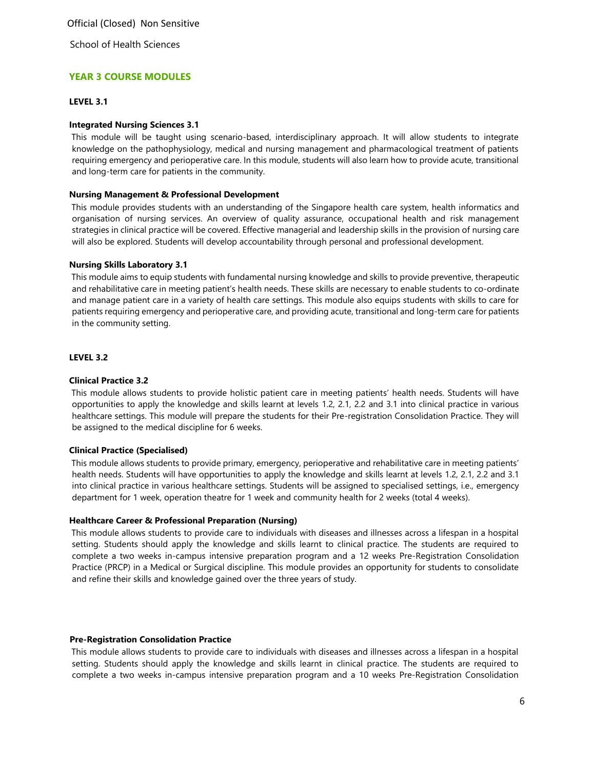## YEAR 3 COURSE MODULES

### LEVEL 3.1

**Integrated Nursing Sciences 3.1**

This module will be taught using scenario-based, interdisciplinary approach. It will allow students to integrate knowledge on the pathophysiology, medical and nursing management and pharmacological treatment of patients requiring emergency and perioperative care. In this module, students will also learn how to provide acute, transitional and long-term care for patients in the community.

**Nursing Management & Professional Development**

This module provides students with an understanding of the Singapore health care system, health informatics and organisation of nursing services. An overview of quality assurance, occupational health and risk management strategies in clinical practice will be covered. Effective managerial and leadership skills in the provision of nursing care will also be explored. Students will develop accountability through personal and professional development.

**Nursing Skills Laboratory 3.1**

This module aims to equip students with fundamental nursing knowledge and skills to provide preventive, therapeutic and rehabilitative care in meeting patient's health needs. These skills are necessary to enable students to co-ordinate and manage patient care in a variety of health care settings. This module also equips students with skills to care for patients requiring emergency and perioperative care, and providing acute, transitional and long-term care for patients in the community setting.

### LEVEL 3.2

**Clinical Practice 3.2**

This module allows students to provide holistic patient care in meeting patients' health needs. Students will have opportunities to apply the knowledge and skills learnt at levels 1.2, 2.1, 2.2 and 3.1 into clinical practice in various healthcare settings. This module will prepare the students for their Pre-registration Consolidation Practice. They will be assigned to the medical discipline for 6 weeks.

**Clinical Practice (Specialised)**

This module allows students to provide primary, emergency, perioperative and rehabilitative care in meeting patients' health needs. Students will have opportunities to apply the knowledge and skills learnt at levels 1.2, 2.1, 2.2 and 3.1 into clinical practice in various healthcare settings. Students will be assigned to specialised settings, i.e., emergency department for 1 week, operation theatre for 1 week and community health for 2 weeks (total 4 weeks).

**Healthcare Career & Professional Preparation (Nursing)**

This module allows students to provide care to individuals with diseases and illnesses across a lifespan in a hospital setting. Students should apply the knowledge and skills learnt to clinical practice. The students are required to complete a two weeks in-campus intensive preparation program and a 12 weeks Pre-Registration Consolidation Practice (PRCP) in a Medical or Surgical discipline. This module provides an opportunity for students to consolidate and refine their skills and knowledge gained over the three years of study.

**Pre-Registration Consolidation Practice**

This module allows students to provide care to individuals with diseases and illnesses across a lifespan in a hospital setting. Students should apply the knowledge and skills learnt in clinical practice. The students are required to complete a two weeks in-campus intensive preparation program and a 10 weeks Pre-Registration Consolidation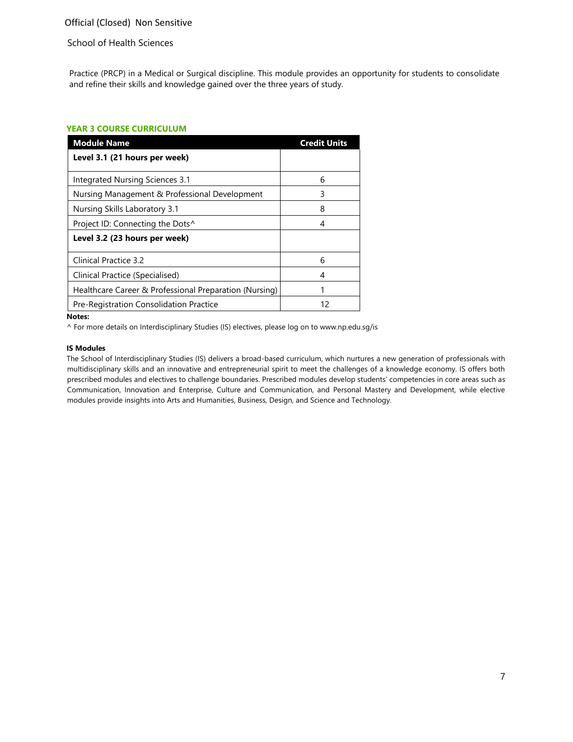Practice (PRCP) in a Medical or Surgical discipline. This module provides an opportunity for students to consolidate and refine their skills and knowledge gained over the three years of study.

### YEAR 3 COURSE CURRICULUM

| Module Name | Credit Units |
|---|---|
| **Level 3.1 (21 hours per week)** | |
| Integrated Nursing Sciences 3.1 | 6 |
| Nursing Management & Professional Development | 3 |
| Nursing Skills Laboratory 3.1 | 8 |
| Project ID: Connecting the Dots^ | 4 |
| **Level 3.2 (23 hours per week)** | |
| Clinical Practice 3.2 | 6 |
| Clinical Practice (Specialised) | 4 |
| Healthcare Career & Professional Preparation (Nursing) | 1 |
| Pre-Registration Consolidation Practice | 12 |

**Notes:**

^ For more details on Interdisciplinary Studies (IS) electives, please log on to www.np.edu.sg/is

**IS Modules**

The School of Interdisciplinary Studies (IS) delivers a broad-based curriculum, which nurtures a new generation of professionals with multidisciplinary skills and an innovative and entrepreneurial spirit to meet the challenges of a knowledge economy. IS offers both prescribed modules and electives to challenge boundaries. Prescribed modules develop students' competencies in core areas such as Communication, Innovation and Enterprise, Culture and Communication, and Personal Mastery and Development, while elective modules provide insights into Arts and Humanities, Business, Design, and Science and Technology.